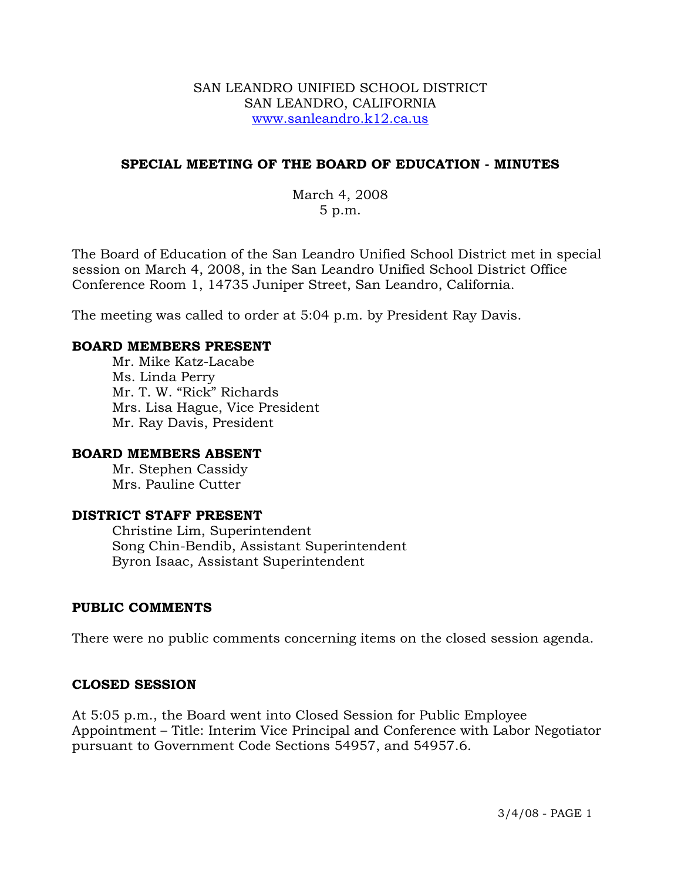SAN LEANDRO UNIFIED SCHOOL DISTRICT
SAN LEANDRO, CALIFORNIA
www.sanleandro.k12.ca.us

## SPECIAL MEETING OF THE BOARD OF EDUCATION - MINUTES

March 4, 2008
5 p.m.

The Board of Education of the San Leandro Unified School District met in special session on March 4, 2008, in the San Leandro Unified School District Office Conference Room 1, 14735 Juniper Street, San Leandro, California.

The meeting was called to order at 5:04 p.m. by President Ray Davis.

### BOARD MEMBERS PRESENT

Mr. Mike Katz-Lacabe
Ms. Linda Perry
Mr. T. W. "Rick" Richards
Mrs. Lisa Hague, Vice President
Mr. Ray Davis, President

### BOARD MEMBERS ABSENT

Mr. Stephen Cassidy
Mrs. Pauline Cutter

### DISTRICT STAFF PRESENT

Christine Lim, Superintendent
Song Chin-Bendib, Assistant Superintendent
Byron Isaac, Assistant Superintendent

### PUBLIC COMMENTS

There were no public comments concerning items on the closed session agenda.

### CLOSED SESSION

At 5:05 p.m., the Board went into Closed Session for Public Employee Appointment – Title: Interim Vice Principal and Conference with Labor Negotiator pursuant to Government Code Sections 54957, and 54957.6.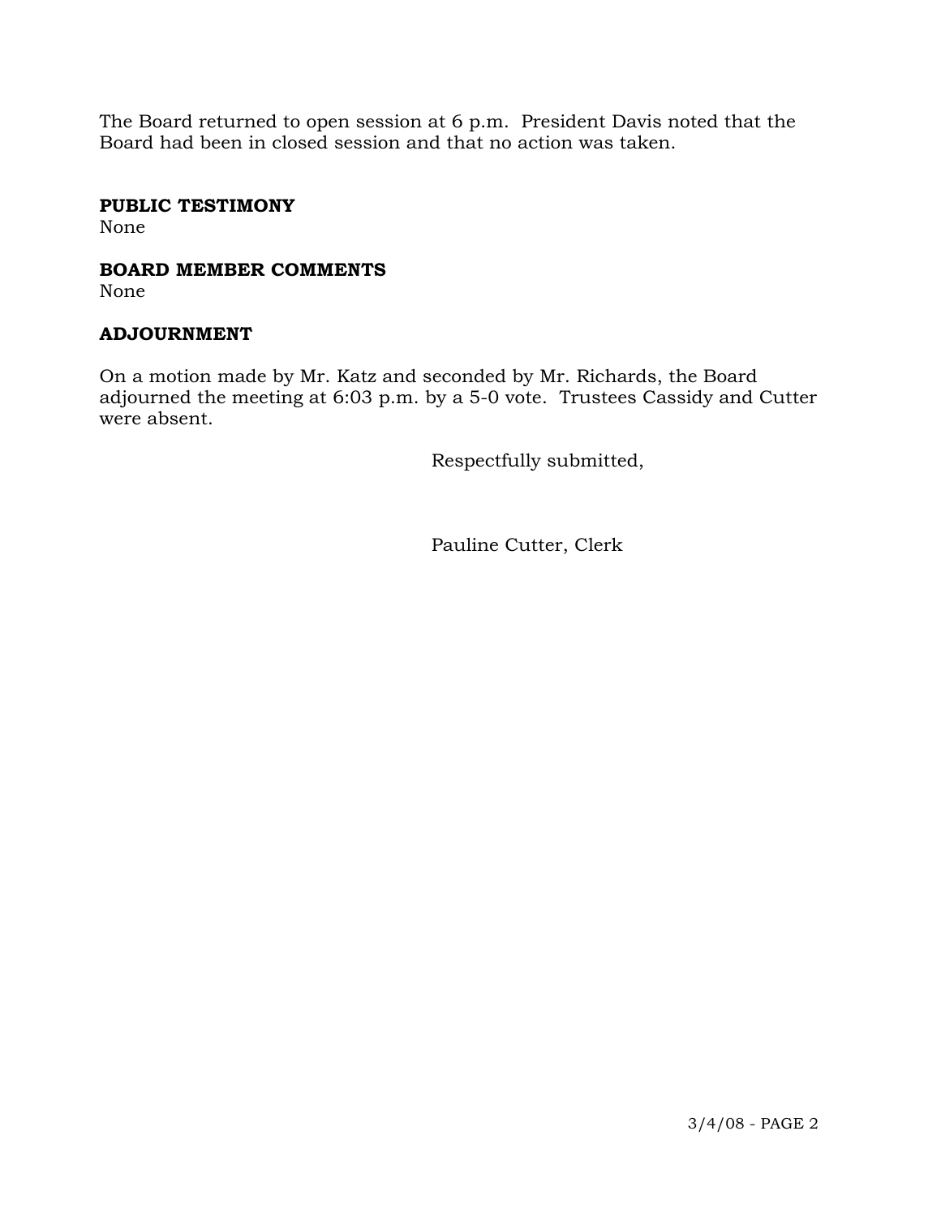The Board returned to open session at 6 p.m. President Davis noted that the Board had been in closed session and that no action was taken.

**PUBLIC TESTIMONY**

None

**BOARD MEMBER COMMENTS**

None

**ADJOURNMENT**

On a motion made by Mr. Katz and seconded by Mr. Richards, the Board adjourned the meeting at 6:03 p.m. by a 5-0 vote. Trustees Cassidy and Cutter were absent.

Respectfully submitted,

Pauline Cutter, Clerk